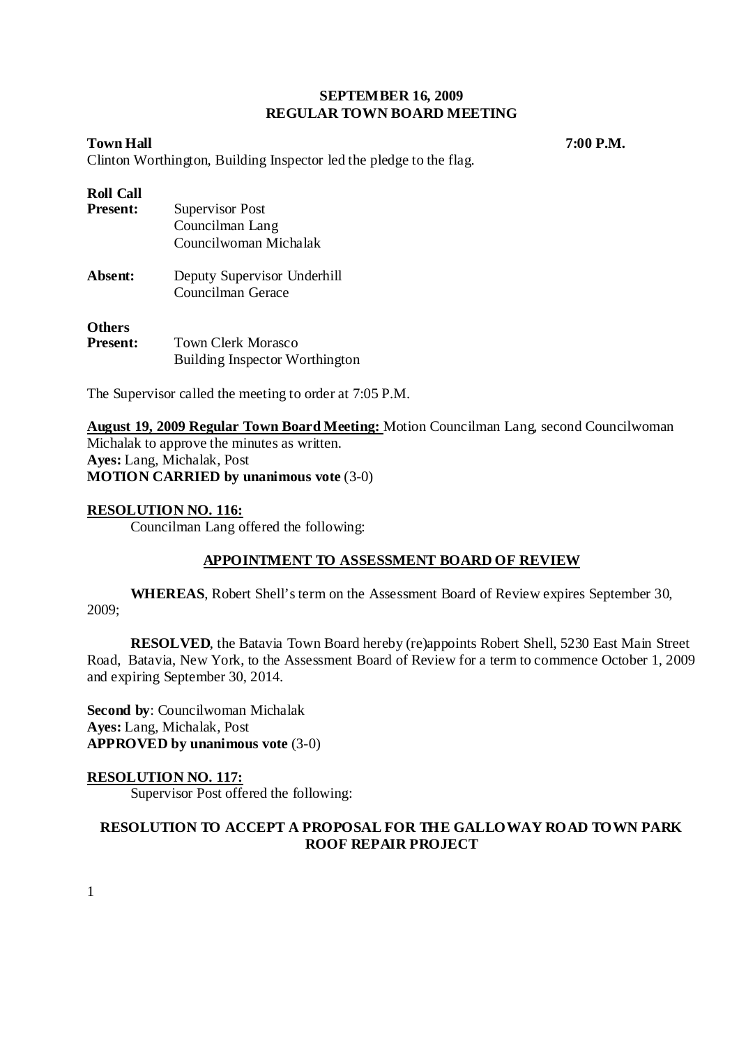**SEPTEMBER 16, 2009**
**REGULAR TOWN BOARD MEETING**

**Town Hall** **7:00 P.M.**

Clinton Worthington, Building Inspector led the pledge to the flag.

**Roll Call**

**Present:** Supervisor Post
Councilman Lang
Councilwoman Michalak

**Absent:** Deputy Supervisor Underhill
Councilman Gerace

**Others**
**Present:** Town Clerk Morasco
Building Inspector Worthington

The Supervisor called the meeting to order at 7:05 P.M.

**August 19, 2009 Regular Town Board Meeting:** Motion Councilman Lang, second Councilwoman Michalak to approve the minutes as written.
**Ayes:** Lang, Michalak, Post
**MOTION CARRIED by unanimous vote** (3-0)

**RESOLUTION NO. 116:**

Councilman Lang offered the following:

**APPOINTMENT TO ASSESSMENT BOARD OF REVIEW**

**WHEREAS**, Robert Shell's term on the Assessment Board of Review expires September 30, 2009;

**RESOLVED**, the Batavia Town Board hereby (re)appoints Robert Shell, 5230 East Main Street Road, Batavia, New York, to the Assessment Board of Review for a term to commence October 1, 2009 and expiring September 30, 2014.

**Second by**: Councilwoman Michalak
**Ayes:** Lang, Michalak, Post
**APPROVED by unanimous vote** (3-0)

**RESOLUTION NO. 117:**

Supervisor Post offered the following:

**RESOLUTION TO ACCEPT A PROPOSAL FOR THE GALLOWAY ROAD TOWN PARK ROOF REPAIR PROJECT**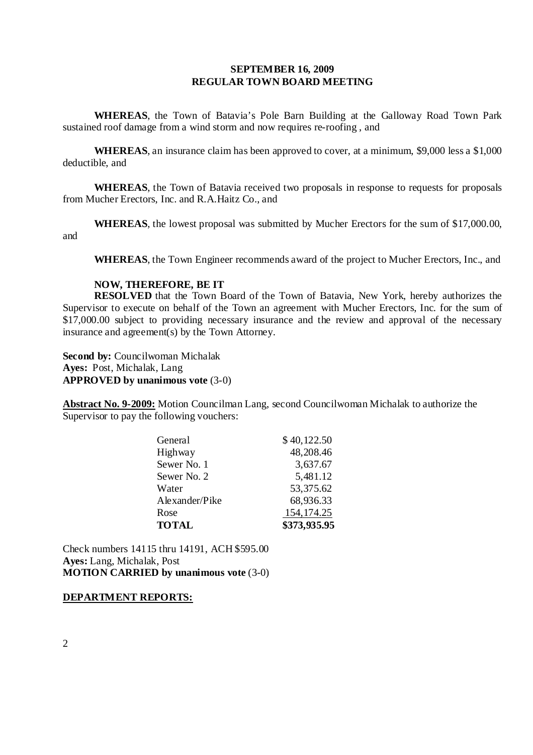## SEPTEMBER 16, 2009
## REGULAR TOWN BOARD MEETING

**WHEREAS**, the Town of Batavia's Pole Barn Building at the Galloway Road Town Park sustained roof damage from a wind storm and now requires re-roofing , and

**WHEREAS**, an insurance claim has been approved to cover, at a minimum, $9,000 less a $1,000 deductible, and

**WHEREAS**, the Town of Batavia received two proposals in response to requests for proposals from Mucher Erectors, Inc. and R.A.Haitz Co., and

**WHEREAS**, the lowest proposal was submitted by Mucher Erectors for the sum of $17,000.00, and

**WHEREAS**, the Town Engineer recommends award of the project to Mucher Erectors, Inc., and

**NOW, THEREFORE, BE IT**
**RESOLVED** that the Town Board of the Town of Batavia, New York, hereby authorizes the Supervisor to execute on behalf of the Town an agreement with Mucher Erectors, Inc. for the sum of $17,000.00 subject to providing necessary insurance and the review and approval of the necessary insurance and agreement(s) by the Town Attorney.

**Second by:** Councilwoman Michalak
**Ayes:** Post, Michalak, Lang
**APPROVED by unanimous vote** (3-0)

**Abstract No. 9-2009:** Motion Councilman Lang, second Councilwoman Michalak to authorize the Supervisor to pay the following vouchers:

| | |
|---|---|
| General | $ 40,122.50 |
| Highway | 48,208.46 |
| Sewer No. 1 | 3,637.67 |
| Sewer No. 2 | 5,481.12 |
| Water | 53,375.62 |
| Alexander/Pike | 68,936.33 |
| Rose | 154,174.25 |
| **TOTAL** | **$373,935.95** |

Check numbers 14115 thru 14191, ACH $595.00
**Ayes:** Lang, Michalak, Post
**MOTION CARRIED by unanimous vote** (3-0)

**DEPARTMENT REPORTS:**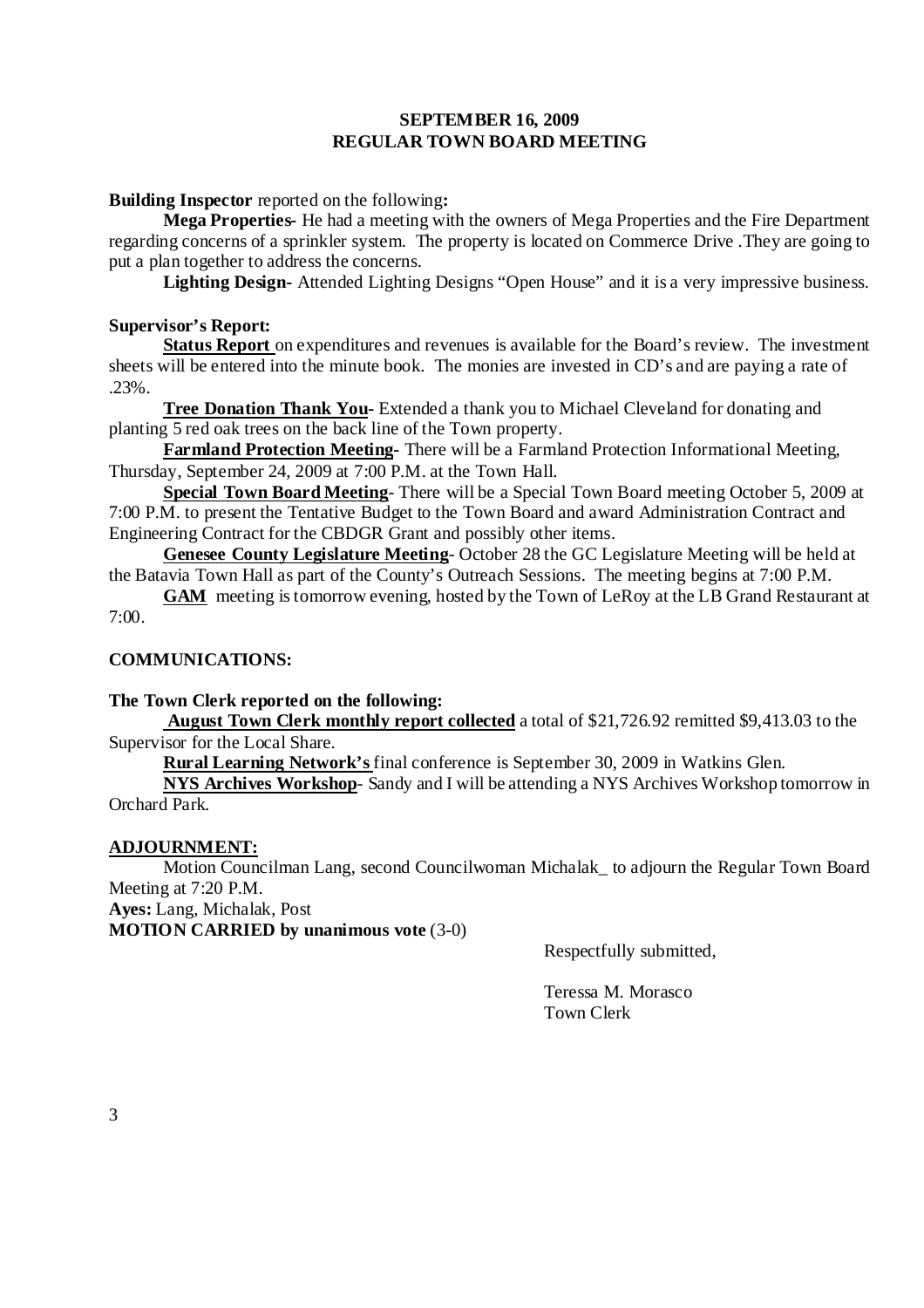**SEPTEMBER 16, 2009**
**REGULAR TOWN BOARD MEETING**

**Building Inspector** reported on the following**:**

**Mega Properties-** He had a meeting with the owners of Mega Properties and the Fire Department regarding concerns of a sprinkler system. The property is located on Commerce Drive .They are going to put a plan together to address the concerns.

**Lighting Design-** Attended Lighting Designs "Open House" and it is a very impressive business.

**Supervisor's Report:**

**Status Report** on expenditures and revenues is available for the Board's review. The investment sheets will be entered into the minute book. The monies are invested in CD's and are paying a rate of .23%.

**Tree Donation Thank You-** Extended a thank you to Michael Cleveland for donating and planting 5 red oak trees on the back line of the Town property.

**Farmland Protection Meeting-** There will be a Farmland Protection Informational Meeting, Thursday, September 24, 2009 at 7:00 P.M. at the Town Hall.

**Special Town Board Meeting**- There will be a Special Town Board meeting October 5, 2009 at 7:00 P.M. to present the Tentative Budget to the Town Board and award Administration Contract and Engineering Contract for the CBDGR Grant and possibly other items.

**Genesee County Legislature Meeting-** October 28 the GC Legislature Meeting will be held at the Batavia Town Hall as part of the County's Outreach Sessions. The meeting begins at 7:00 P.M.

**GAM** meeting is tomorrow evening, hosted by the Town of LeRoy at the LB Grand Restaurant at 7:00.

**COMMUNICATIONS:**

**The Town Clerk reported on the following:**

**August Town Clerk monthly report collected** a total of $21,726.92 remitted $9,413.03 to the Supervisor for the Local Share.

**Rural Learning Network's** final conference is September 30, 2009 in Watkins Glen.

**NYS Archives Workshop**- Sandy and I will be attending a NYS Archives Workshop tomorrow in Orchard Park.

**ADJOURNMENT:**

Motion Councilman Lang, second Councilwoman Michalak_ to adjourn the Regular Town Board Meeting at 7:20 P.M.
**Ayes:** Lang, Michalak, Post
**MOTION CARRIED by unanimous vote** (3-0)

Respectfully submitted,

Teressa M. Morasco
Town Clerk